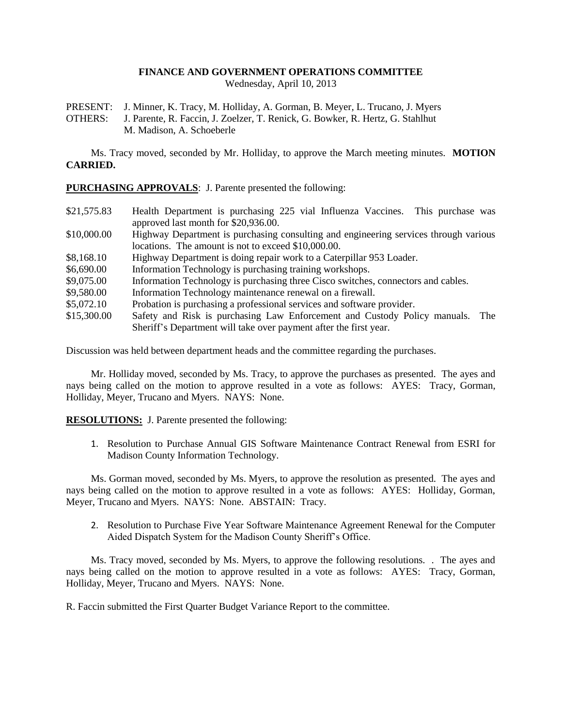# FINANCE AND GOVERNMENT OPERATIONS COMMITTEE

Wednesday, April 10, 2013

PRESENT: J. Minner, K. Tracy, M. Holliday, A. Gorman, B. Meyer, L. Trucano, J. Myers
OTHERS: J. Parente, R. Faccin, J. Zoelzer, T. Renick, G. Bowker, R. Hertz, G. Stahlhut
M. Madison, A. Schoeberle

Ms. Tracy moved, seconded by Mr. Holliday, to approve the March meeting minutes. **MOTION CARRIED.**

**PURCHASING APPROVALS**: J. Parente presented the following:

| | |
|---|---|
| $21,575.83 | Health Department is purchasing 225 vial Influenza Vaccines. This purchase was approved last month for $20,936.00. |
| $10,000.00 | Highway Department is purchasing consulting and engineering services through various locations. The amount is not to exceed $10,000.00. |
| $8,168.10 | Highway Department is doing repair work to a Caterpillar 953 Loader. |
| $6,690.00 | Information Technology is purchasing training workshops. |
| $9,075.00 | Information Technology is purchasing three Cisco switches, connectors and cables. |
| $9,580.00 | Information Technology maintenance renewal on a firewall. |
| $5,072.10 | Probation is purchasing a professional services and software provider. |
| $15,300.00 | Safety and Risk is purchasing Law Enforcement and Custody Policy manuals. The Sheriff's Department will take over payment after the first year. |

Discussion was held between department heads and the committee regarding the purchases.

Mr. Holliday moved, seconded by Ms. Tracy, to approve the purchases as presented. The ayes and nays being called on the motion to approve resulted in a vote as follows: AYES: Tracy, Gorman, Holliday, Meyer, Trucano and Myers. NAYS: None.

**RESOLUTIONS:** J. Parente presented the following:

1. Resolution to Purchase Annual GIS Software Maintenance Contract Renewal from ESRI for Madison County Information Technology.

Ms. Gorman moved, seconded by Ms. Myers, to approve the resolution as presented. The ayes and nays being called on the motion to approve resulted in a vote as follows: AYES: Holliday, Gorman, Meyer, Trucano and Myers. NAYS: None. ABSTAIN: Tracy.

2. Resolution to Purchase Five Year Software Maintenance Agreement Renewal for the Computer Aided Dispatch System for the Madison County Sheriff's Office.

Ms. Tracy moved, seconded by Ms. Myers, to approve the following resolutions. . The ayes and nays being called on the motion to approve resulted in a vote as follows: AYES: Tracy, Gorman, Holliday, Meyer, Trucano and Myers. NAYS: None.

R. Faccin submitted the First Quarter Budget Variance Report to the committee.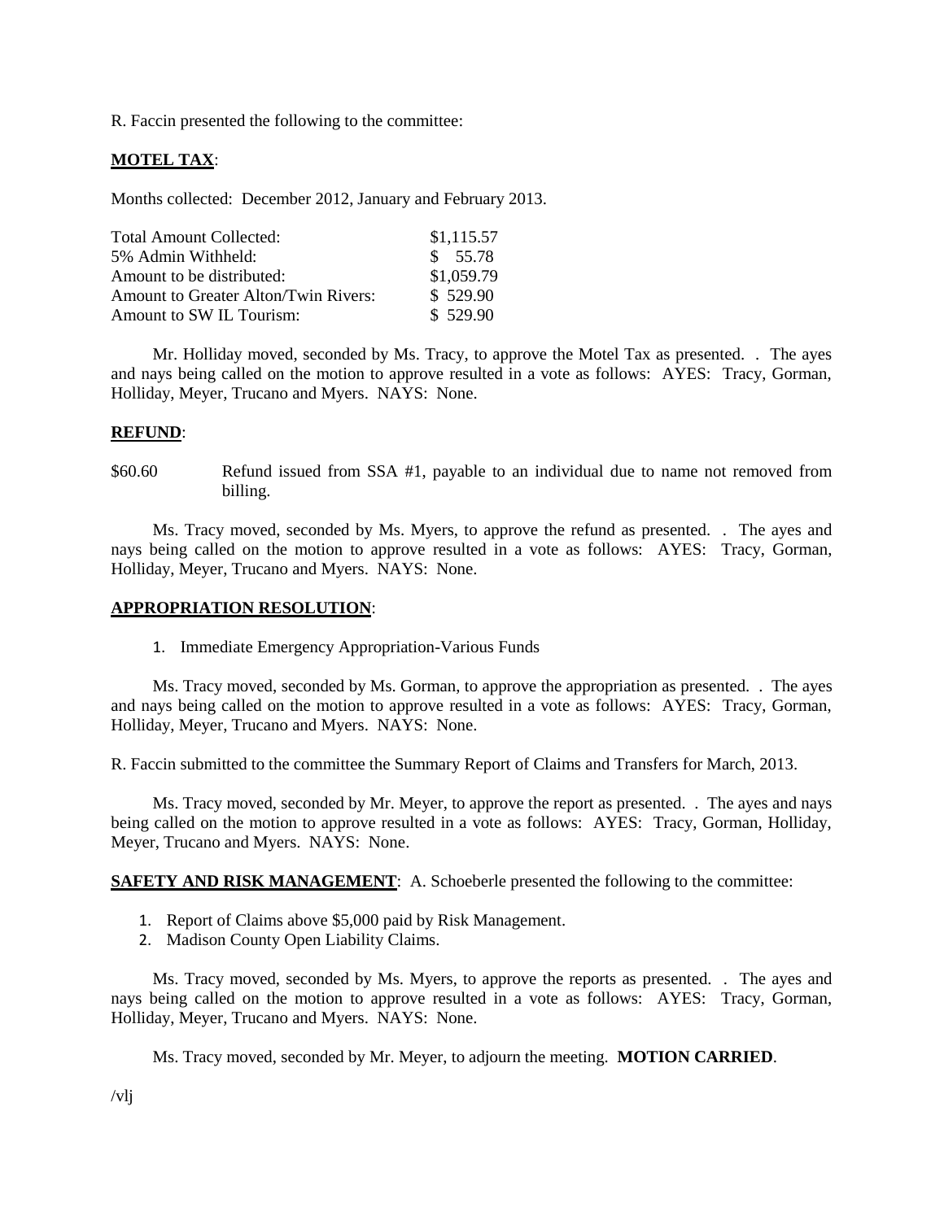R. Faccin presented the following to the committee:

**MOTEL TAX**:

Months collected: December 2012, January and February 2013.

| | |
|---|---|
| Total Amount Collected: | $1,115.57 |
| 5% Admin Withheld: | $ 55.78 |
| Amount to be distributed: | $1,059.79 |
| Amount to Greater Alton/Twin Rivers: | $ 529.90 |
| Amount to SW IL Tourism: | $ 529.90 |

Mr. Holliday moved, seconded by Ms. Tracy, to approve the Motel Tax as presented. . The ayes and nays being called on the motion to approve resulted in a vote as follows: AYES: Tracy, Gorman, Holliday, Meyer, Trucano and Myers. NAYS: None.

**REFUND**:

$60.60 Refund issued from SSA #1, payable to an individual due to name not removed from billing.

Ms. Tracy moved, seconded by Ms. Myers, to approve the refund as presented. . The ayes and nays being called on the motion to approve resulted in a vote as follows: AYES: Tracy, Gorman, Holliday, Meyer, Trucano and Myers. NAYS: None.

**APPROPRIATION RESOLUTION**:

1. Immediate Emergency Appropriation-Various Funds

Ms. Tracy moved, seconded by Ms. Gorman, to approve the appropriation as presented. . The ayes and nays being called on the motion to approve resulted in a vote as follows: AYES: Tracy, Gorman, Holliday, Meyer, Trucano and Myers. NAYS: None.

R. Faccin submitted to the committee the Summary Report of Claims and Transfers for March, 2013.

Ms. Tracy moved, seconded by Mr. Meyer, to approve the report as presented. . The ayes and nays being called on the motion to approve resulted in a vote as follows: AYES: Tracy, Gorman, Holliday, Meyer, Trucano and Myers. NAYS: None.

**SAFETY AND RISK MANAGEMENT**: A. Schoeberle presented the following to the committee:

1. Report of Claims above $5,000 paid by Risk Management.
2. Madison County Open Liability Claims.

Ms. Tracy moved, seconded by Ms. Myers, to approve the reports as presented. . The ayes and nays being called on the motion to approve resulted in a vote as follows: AYES: Tracy, Gorman, Holliday, Meyer, Trucano and Myers. NAYS: None.

Ms. Tracy moved, seconded by Mr. Meyer, to adjourn the meeting. **MOTION CARRIED**.

/vlj